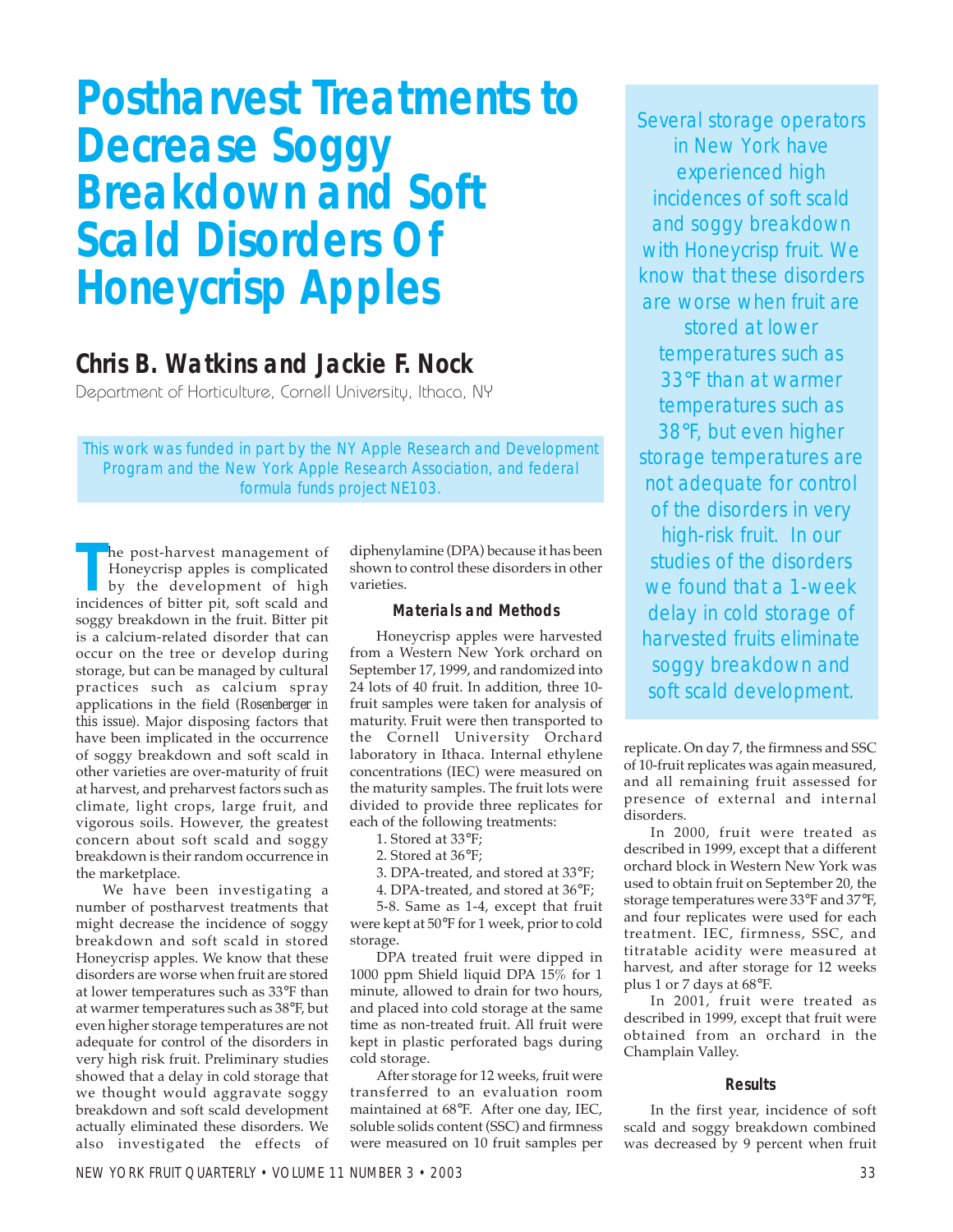# Postharvest Treatments to Decrease Soggy Breakdown and Soft Scald Disorders Of Honeycrisp Apples

## Chris B. Watkins and Jackie F. Nock

Department of Horticulture, Cornell University, Ithaca, NY

*This work was funded in part by the NY Apple Research and Development Program and the New York Apple Research Association, and federal formula funds project NE103.*

*Several storage operators in New York have experienced high incidences of soft scald and soggy breakdown with Honeycrisp fruit. We know that these disorders are worse when fruit are stored at lower temperatures such as 33°F than at warmer temperatures such as 38°F, but even higher storage temperatures are not adequate for control of the disorders in very high-risk fruit. In our studies of the disorders we found that a 1-week delay in cold storage of harvested fruits eliminate soggy breakdown and soft scald development.*

The post-harvest management of Honeycrisp apples is complicated by the development of high incidences of bitter pit, soft scald and soggy breakdown in the fruit. Bitter pit is a calcium-related disorder that can occur on the tree or develop during storage, but can be managed by cultural practices such as calcium spray applications in the field (*Rosenberger in this issue*). Major disposing factors that have been implicated in the occurrence of soggy breakdown and soft scald in other varieties are over-maturity of fruit at harvest, and preharvest factors such as climate, light crops, large fruit, and vigorous soils. However, the greatest concern about soft scald and soggy breakdown is their random occurrence in the marketplace.

We have been investigating a number of postharvest treatments that might decrease the incidence of soggy breakdown and soft scald in stored Honeycrisp apples. We know that these disorders are worse when fruit are stored at lower temperatures such as 33°F than at warmer temperatures such as 38°F, but even higher storage temperatures are not adequate for control of the disorders in very high risk fruit. Preliminary studies showed that a delay in cold storage that we thought would aggravate soggy breakdown and soft scald development actually eliminated these disorders. We also investigated the effects of diphenylamine (DPA) because it has been shown to control these disorders in other varieties.

### Materials and Methods

Honeycrisp apples were harvested from a Western New York orchard on September 17, 1999, and randomized into 24 lots of 40 fruit. In addition, three 10-fruit samples were taken for analysis of maturity. Fruit were then transported to the Cornell University Orchard laboratory in Ithaca. Internal ethylene concentrations (IEC) were measured on the maturity samples. The fruit lots were divided to provide three replicates for each of the following treatments:

1. Stored at 33°F;
2. Stored at 36°F;
3. DPA-treated, and stored at 33°F;
4. DPA-treated, and stored at 36°F;

5-8. Same as 1-4, except that fruit were kept at 50°F for 1 week, prior to cold storage.

DPA treated fruit were dipped in 1000 ppm Shield liquid DPA 15% for 1 minute, allowed to drain for two hours, and placed into cold storage at the same time as non-treated fruit. All fruit were kept in plastic perforated bags during cold storage.

After storage for 12 weeks, fruit were transferred to an evaluation room maintained at 68°F. After one day, IEC, soluble solids content (SSC) and firmness were measured on 10 fruit samples per replicate. On day 7, the firmness and SSC of 10-fruit replicates was again measured, and all remaining fruit assessed for presence of external and internal disorders.

In 2000, fruit were treated as described in 1999, except that a different orchard block in Western New York was used to obtain fruit on September 20, the storage temperatures were 33°F and 37°F, and four replicates were used for each treatment. IEC, firmness, SSC, and titratable acidity were measured at harvest, and after storage for 12 weeks plus 1 or 7 days at 68°F.

In 2001, fruit were treated as described in 1999, except that fruit were obtained from an orchard in the Champlain Valley.

### Results

In the first year, incidence of soft scald and soggy breakdown combined was decreased by 9 percent when fruit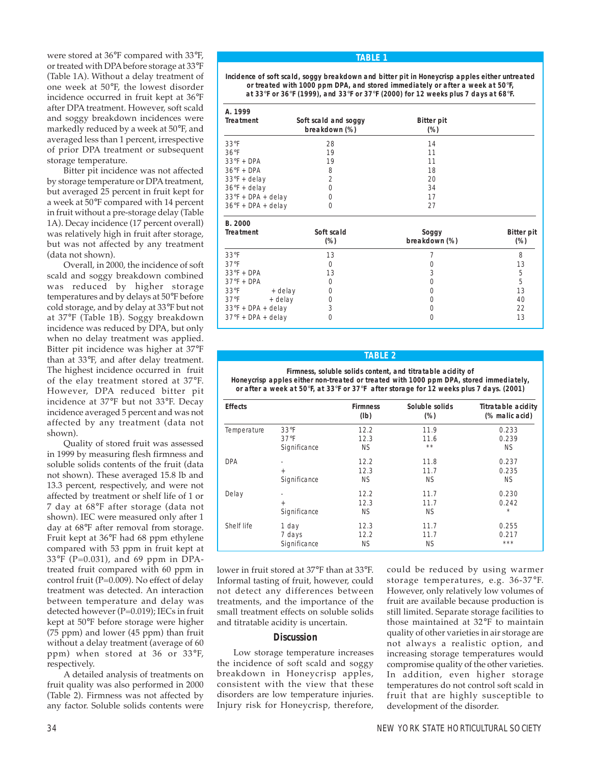were stored at 36°F compared with 33°F, or treated with DPA before storage at 33°F (Table 1A). Without a delay treatment of one week at 50°F, the lowest disorder incidence occurred in fruit kept at 36°F after DPA treatment. However, soft scald and soggy breakdown incidences were markedly reduced by a week at 50°F, and averaged less than 1 percent, irrespective of prior DPA treatment or subsequent storage temperature.

Bitter pit incidence was not affected by storage temperature or DPA treatment, but averaged 25 percent in fruit kept for a week at 50°F compared with 14 percent in fruit without a pre-storage delay (Table 1A). Decay incidence (17 percent overall) was relatively high in fruit after storage, but was not affected by any treatment (data not shown).

Overall, in 2000, the incidence of soft scald and soggy breakdown combined was reduced by higher storage temperatures and by delays at 50°F before cold storage, and by delay at 33°F but not at 37°F (Table 1B). Soggy breakdown incidence was reduced by DPA, but only when no delay treatment was applied. Bitter pit incidence was higher at 37°F than at 33°F, and after delay treatment. The highest incidence occurred in fruit of the elay treatment stored at 37°F. However, DPA reduced bitter pit incidence at 37°F but not 33°F. Decay incidence averaged 5 percent and was not affected by any treatment (data not shown).

Quality of stored fruit was assessed in 1999 by measuring flesh firmness and soluble solids contents of the fruit (data not shown). These averaged 15.8 lb and 13.3 percent, respectively, and were not affected by treatment or shelf life of 1 or 7 day at 68°F after storage (data not shown). IEC were measured only after 1 day at 68°F after removal from storage. Fruit kept at 36°F had 68 ppm ethylene compared with 53 ppm in fruit kept at 33°F (P=0.031), and 69 ppm in DPA-treated fruit compared with 60 ppm in control fruit (P=0.009). No effect of delay treatment was detected. An interaction between temperature and delay was detected however (P=0.019); IECs in fruit kept at 50°F before storage were higher (75 ppm) and lower (45 ppm) than fruit without a delay treatment (average of 60 ppm) when stored at 36 or 33°F, respectively.

A detailed analysis of treatments on fruit quality was also performed in 2000 (Table 2). Firmness was not affected by any factor. Soluble solids contents were lower in fruit stored at 37°F than at 33°F. Informal tasting of fruit, however, could not detect any differences between treatments, and the importance of the small treatment effects on soluble solids and titratable acidity is uncertain.

**TABLE 1**

**Incidence of soft scald, soggy breakdown and bitter pit in Honeycrisp apples either untreated or treated with 1000 ppm DPA, and stored immediately or after a week at 50°F, at 33°F or 36°F (1999), and 33°F or 37°F (2000) for 12 weeks plus 7 days at 68°F.**

| A. 1999 Treatment | Soft scald and soggy breakdown (%) | Bitter pit (%) |
|---|---|---|
| 33°F | 28 | 14 |
| 36°F | 19 | 11 |
| 33°F + DPA | 19 | 11 |
| 36°F + DPA | 8 | 18 |
| 33°F + delay | 2 | 20 |
| 36°F + delay | 0 | 34 |
| 33°F + DPA + delay | 0 | 17 |
| 36°F + DPA + delay | 0 | 27 |

| B. 2000 Treatment | Soft scald (%) | Soggy breakdown (%) | Bitter pit (%) |
|---|---|---|---|
| 33°F | 13 | 7 | 8 |
| 37°F | 0 | 0 | 13 |
| 33°F + DPA | 13 | 3 | 5 |
| 37°F + DPA | 0 | 0 | 5 |
| 33°F + delay | 0 | 0 | 13 |
| 37°F + delay | 0 | 0 | 40 |
| 33°F + DPA + delay | 3 | 0 | 22 |
| 37°F + DPA + delay | 0 | 0 | 13 |

**TABLE 2**

**Firmness, soluble solids content, and titratable acidity of Honeycrisp apples either non-treated or treated with 1000 ppm DPA, stored immediately, or after a week at 50°F, at 33°F or 37°F after storage for 12 weeks plus 7 days. (2001)**

| Effects | | Firmness (lb) | Soluble solids (%) | Titratable acidity (% malic acid) |
|---|---|---|---|---|
| Temperature | 33°F | 12.2 | 11.9 | 0.233 |
| | 37°F | 12.3 | 11.6 | 0.239 |
| | Significance | NS | ** | NS |
| DPA | - | 12.2 | 11.8 | 0.237 |
| | + | 12.3 | 11.7 | 0.235 |
| | Significance | NS | NS | NS |
| Delay | - | 12.2 | 11.7 | 0.230 |
| | + | 12.3 | 11.7 | 0.242 |
| | Significance | NS | NS | * |
| Shelf life | 1 day | 12.3 | 11.7 | 0.255 |
| | 7 days | 12.2 | 11.7 | 0.217 |
| | Significance | NS | NS | *** |

## Discussion

Low storage temperature increases the incidence of soft scald and soggy breakdown in Honeycrisp apples, consistent with the view that these disorders are low temperature injuries. Injury risk for Honeycrisp, therefore, could be reduced by using warmer storage temperatures, e.g. 36-37°F. However, only relatively low volumes of fruit are available because production is still limited. Separate storage facilities to those maintained at 32°F to maintain quality of other varieties in air storage are not always a realistic option, and increasing storage temperatures would compromise quality of the other varieties. In addition, even higher storage temperatures do not control soft scald in fruit that are highly susceptible to development of the disorder.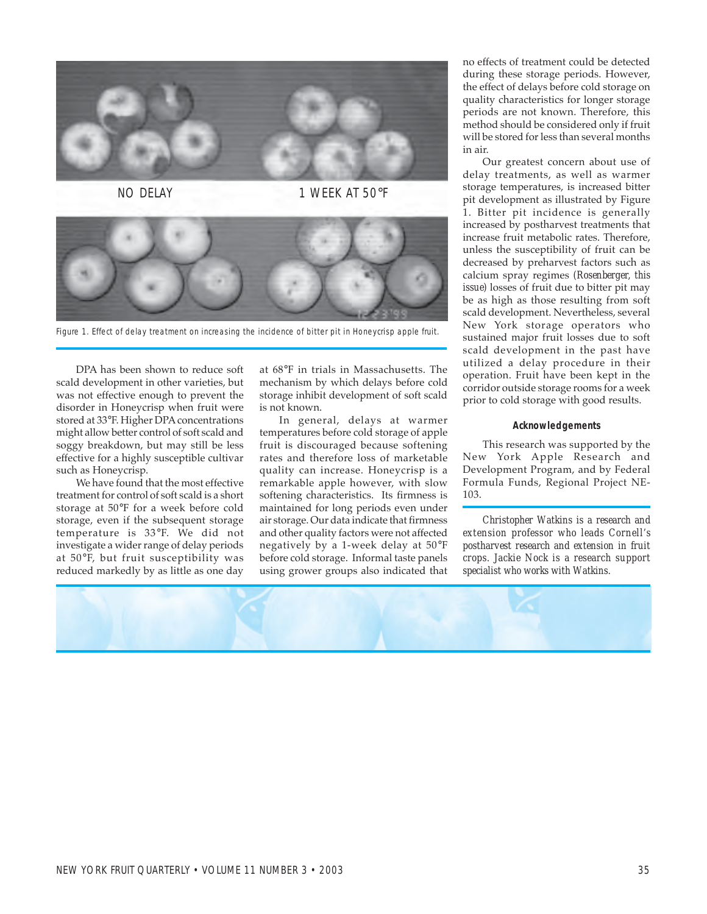NO DELAY

1 WEEK AT 50°F

Figure 1. Effect of delay treatment on increasing the incidence of bitter pit in Honeycrisp apple fruit.

DPA has been shown to reduce soft scald development in other varieties, but was not effective enough to prevent the disorder in Honeycrisp when fruit were stored at 33°F. Higher DPA concentrations might allow better control of soft scald and soggy breakdown, but may still be less effective for a highly susceptible cultivar such as Honeycrisp.

We have found that the most effective treatment for control of soft scald is a short storage at 50°F for a week before cold storage, even if the subsequent storage temperature is 33°F. We did not investigate a wider range of delay periods at 50°F, but fruit susceptibility was reduced markedly by as little as one day at 68°F in trials in Massachusetts. The mechanism by which delays before cold storage inhibit development of soft scald is not known.

In general, delays at warmer temperatures before cold storage of apple fruit is discouraged because softening rates and therefore loss of marketable quality can increase. Honeycrisp is a remarkable apple however, with slow softening characteristics. Its firmness is maintained for long periods even under air storage. Our data indicate that firmness and other quality factors were not affected negatively by a 1-week delay at 50°F before cold storage. Informal taste panels using grower groups also indicated that no effects of treatment could be detected during these storage periods. However, the effect of delays before cold storage on quality characteristics for longer storage periods are not known. Therefore, this method should be considered only if fruit will be stored for less than several months in air.

Our greatest concern about use of delay treatments, as well as warmer storage temperatures, is increased bitter pit development as illustrated by Figure 1. Bitter pit incidence is generally increased by postharvest treatments that increase fruit metabolic rates. Therefore, unless the susceptibility of fruit can be decreased by preharvest factors such as calcium spray regimes (*Rosenberger, this issue*) losses of fruit due to bitter pit may be as high as those resulting from soft scald development. Nevertheless, several New York storage operators who sustained major fruit losses due to soft scald development in the past have utilized a delay procedure in their operation. Fruit have been kept in the corridor outside storage rooms for a week prior to cold storage with good results.

### Acknowledgements

This research was supported by the New York Apple Research and Development Program, and by Federal Formula Funds, Regional Project NE-103.

*Christopher Watkins is a research and extension professor who leads Cornell's postharvest research and extension in fruit crops. Jackie Nock is a research support specialist who works with Watkins.*